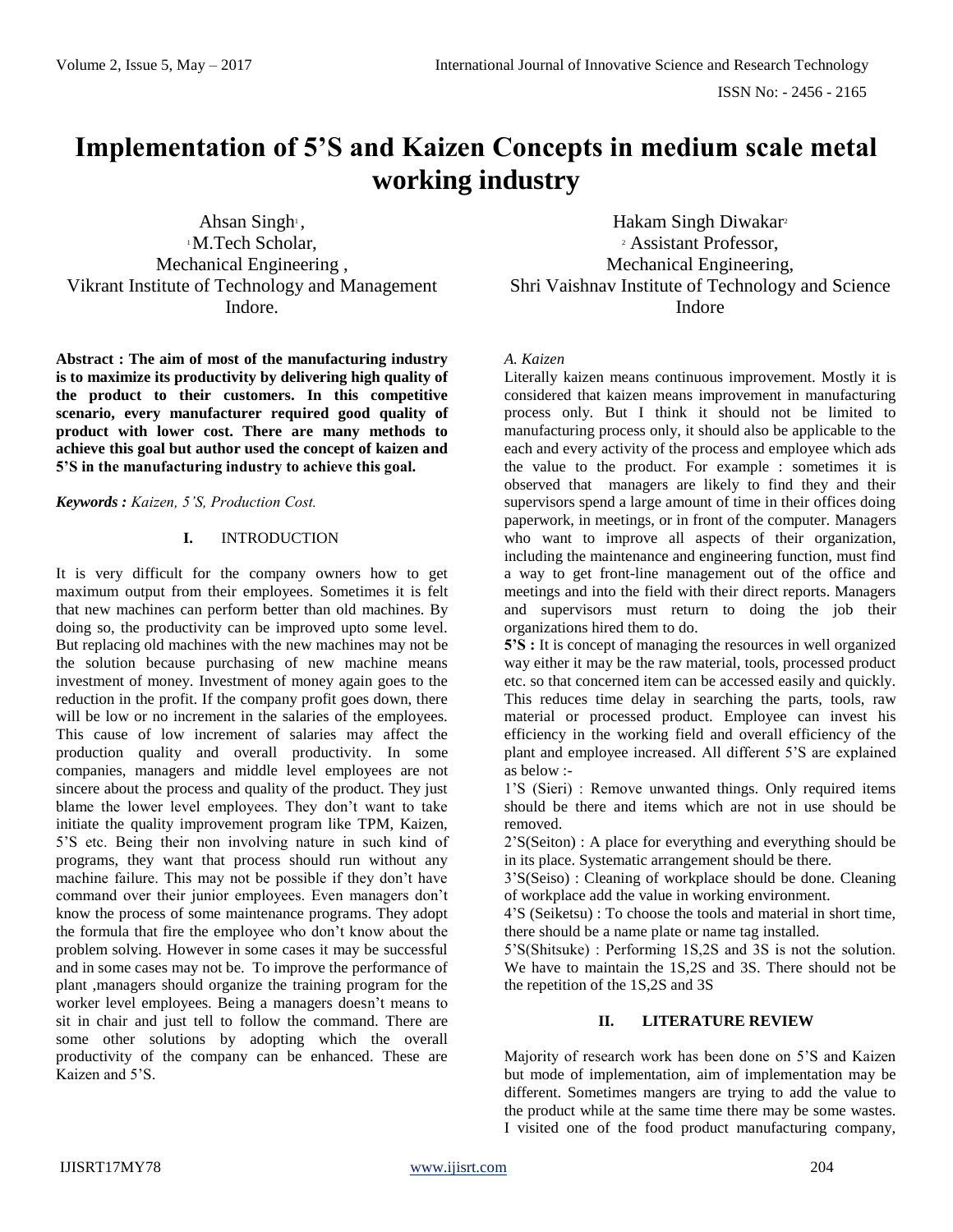# Implementation of 5'S and Kaizen Concepts in medium scale metal working industry

Ahsan Singh[1],
[1] M.Tech Scholar,
Mechanical Engineering ,
Vikrant Institute of Technology and Management
Indore.

Hakam Singh Diwakar[2]
[2] Assistant Professor,
Mechanical Engineering,
Shri Vaishnav Institute of Technology and Science
Indore

**Abstract : The aim of most of the manufacturing industry is to maximize its productivity by delivering high quality of the product to their customers. In this competitive scenario, every manufacturer required good quality of product with lower cost. There are many methods to achieve this goal but author used the concept of kaizen and 5'S in the manufacturing industry to achieve this goal.**

***Keywords :** Kaizen, 5'S, Production Cost.*

## I. INTRODUCTION

It is very difficult for the company owners how to get maximum output from their employees. Sometimes it is felt that new machines can perform better than old machines. By doing so, the productivity can be improved upto some level. But replacing old machines with the new machines may not be the solution because purchasing of new machine means investment of money. Investment of money again goes to the reduction in the profit. If the company profit goes down, there will be low or no increment in the salaries of the employees. This cause of low increment of salaries may affect the production quality and overall productivity. In some companies, managers and middle level employees are not sincere about the process and quality of the product. They just blame the lower level employees. They don't want to take initiate the quality improvement program like TPM, Kaizen, 5'S etc. Being their non involving nature in such kind of programs, they want that process should run without any machine failure. This may not be possible if they don't have command over their junior employees. Even managers don't know the process of some maintenance programs. They adopt the formula that fire the employee who don't know about the problem solving. However in some cases it may be successful and in some cases may not be. To improve the performance of plant ,managers should organize the training program for the worker level employees. Being a managers doesn't means to sit in chair and just tell to follow the command. There are some other solutions by adopting which the overall productivity of the company can be enhanced. These are Kaizen and 5'S.

*A. Kaizen*

Literally kaizen means continuous improvement. Mostly it is considered that kaizen means improvement in manufacturing process only. But I think it should not be limited to manufacturing process only, it should also be applicable to the each and every activity of the process and employee which ads the value to the product. For example : sometimes it is observed that managers are likely to find they and their supervisors spend a large amount of time in their offices doing paperwork, in meetings, or in front of the computer. Managers who want to improve all aspects of their organization, including the maintenance and engineering function, must find a way to get front-line management out of the office and meetings and into the field with their direct reports. Managers and supervisors must return to doing the job their organizations hired them to do.

**5'S :** It is concept of managing the resources in well organized way either it may be the raw material, tools, processed product etc. so that concerned item can be accessed easily and quickly. This reduces time delay in searching the parts, tools, raw material or processed product. Employee can invest his efficiency in the working field and overall efficiency of the plant and employee increased. All different 5'S are explained as below :-

1'S (Sieri) : Remove unwanted things. Only required items should be there and items which are not in use should be removed.

2'S(Seiton) : A place for everything and everything should be in its place. Systematic arrangement should be there.

3'S(Seiso) : Cleaning of workplace should be done. Cleaning of workplace add the value in working environment.

4'S (Seiketsu) : To choose the tools and material in short time, there should be a name plate or name tag installed.

5'S(Shitsuke) : Performing 1S,2S and 3S is not the solution. We have to maintain the 1S,2S and 3S. There should not be the repetition of the 1S,2S and 3S

## II. LITERATURE REVIEW

Majority of research work has been done on 5'S and Kaizen but mode of implementation, aim of implementation may be different. Sometimes mangers are trying to add the value to the product while at the same time there may be some wastes. I visited one of the food product manufacturing company,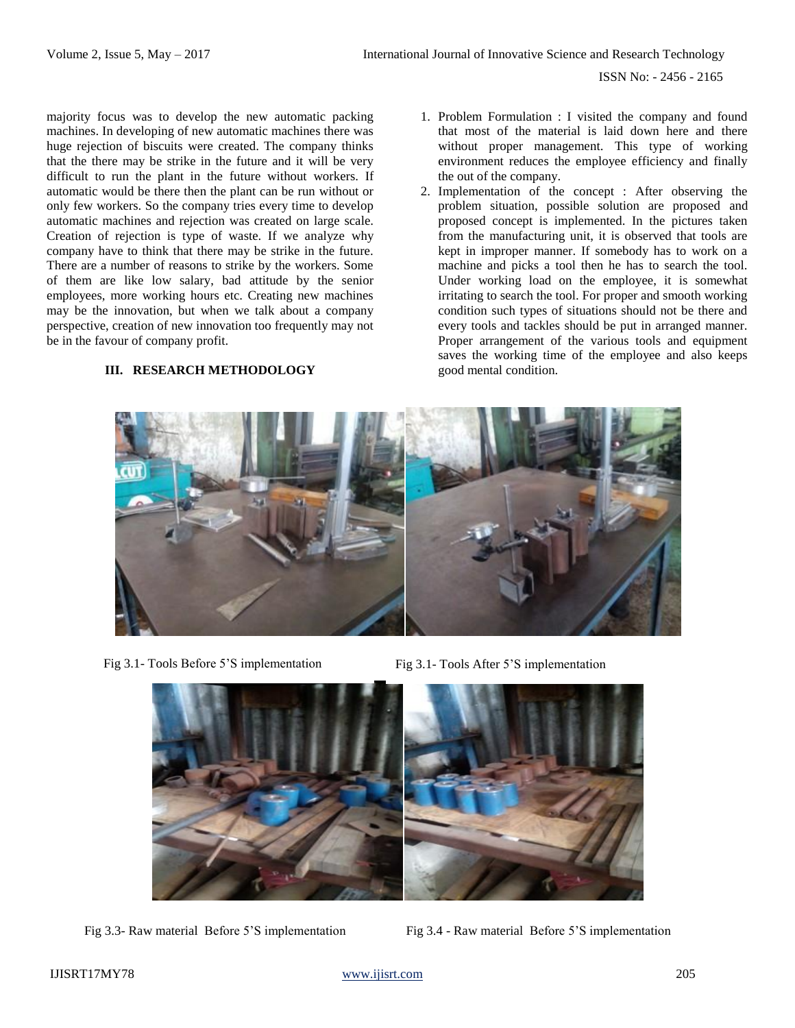majority focus was to develop the new automatic packing machines. In developing of new automatic machines there was huge rejection of biscuits were created. The company thinks that the there may be strike in the future and it will be very difficult to run the plant in the future without workers. If automatic would be there then the plant can be run without or only few workers. So the company tries every time to develop automatic machines and rejection was created on large scale. Creation of rejection is type of waste. If we analyze why company have to think that there may be strike in the future. There are a number of reasons to strike by the workers. Some of them are like low salary, bad attitude by the senior employees, more working hours etc. Creating new machines may be the innovation, but when we talk about a company perspective, creation of new innovation too frequently may not be in the favour of company profit.

## III. RESEARCH METHODOLOGY

1. Problem Formulation : I visited the company and found that most of the material is laid down here and there without proper management. This type of working environment reduces the employee efficiency and finally the out of the company.
2. Implementation of the concept : After observing the problem situation, possible solution are proposed and proposed concept is implemented. In the pictures taken from the manufacturing unit, it is observed that tools are kept in improper manner. If somebody has to work on a machine and picks a tool then he has to search the tool. Under working load on the employee, it is somewhat irritating to search the tool. For proper and smooth working condition such types of situations should not be there and every tools and tackles should be put in arranged manner. Proper arrangement of the various tools and equipment saves the working time of the employee and also keeps good mental condition.

Fig 3.1- Tools Before 5'S implementation

Fig 3.1- Tools After 5'S implementation

Fig 3.3- Raw material Before 5'S implementation

Fig 3.4 - Raw material Before 5'S implementation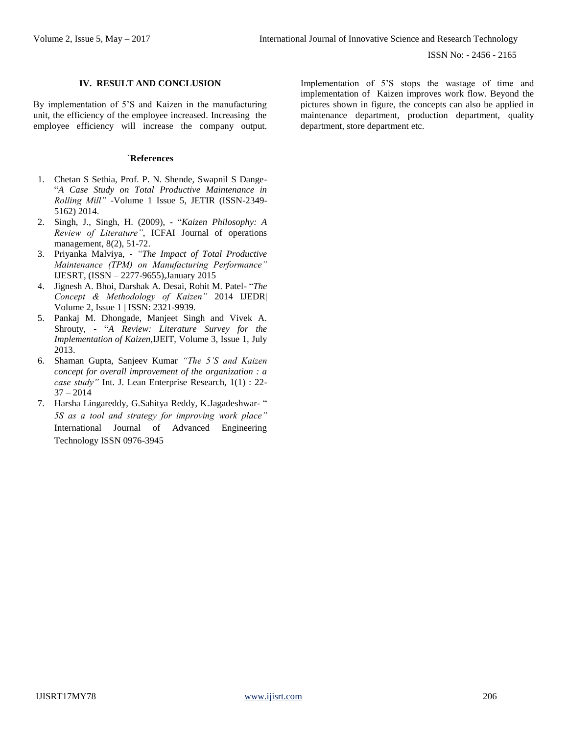## IV. RESULT AND CONCLUSION

By implementation of 5'S and Kaizen in the manufacturing unit, the efficiency of the employee increased. Increasing the employee efficiency will increase the company output. Implementation of 5'S stops the wastage of time and implementation of Kaizen improves work flow. Beyond the pictures shown in figure, the concepts can also be applied in maintenance department, production department, quality department, store department etc.

## `References

1. Chetan S Sethia, Prof. P. N. Shende, Swapnil S Dange- "*A Case Study on Total Productive Maintenance in Rolling Mill"* -Volume 1 Issue 5, JETIR (ISSN-2349-5162) 2014.
2. Singh, J., Singh, H. (2009), - "*Kaizen Philosophy: A Review of Literature"*, ICFAI Journal of operations management, 8(2), 51-72.
3. Priyanka Malviya, - *"The Impact of Total Productive Maintenance (TPM) on Manufacturing Performance"* IJESRT, (ISSN – 2277-9655),January 2015
4. Jignesh A. Bhoi, Darshak A. Desai, Rohit M. Patel- "*The Concept & Methodology of Kaizen"* 2014 IJEDR| Volume 2, Issue 1 | ISSN: 2321-9939.
5. Pankaj M. Dhongade, Manjeet Singh and Vivek A. Shrouty, - "*A Review: Literature Survey for the Implementation of Kaizen*,IJEIT, Volume 3, Issue 1, July 2013.
6. Shaman Gupta, Sanjeev Kumar *"The 5'S and Kaizen concept for overall improvement of the organization : a case study"* Int. J. Lean Enterprise Research, 1(1) : 22-37 – 2014
7. Harsha Lingareddy, G.Sahitya Reddy, K.Jagadeshwar- " *5S as a tool and strategy for improving work place"* International Journal of Advanced Engineering Technology ISSN 0976-3945